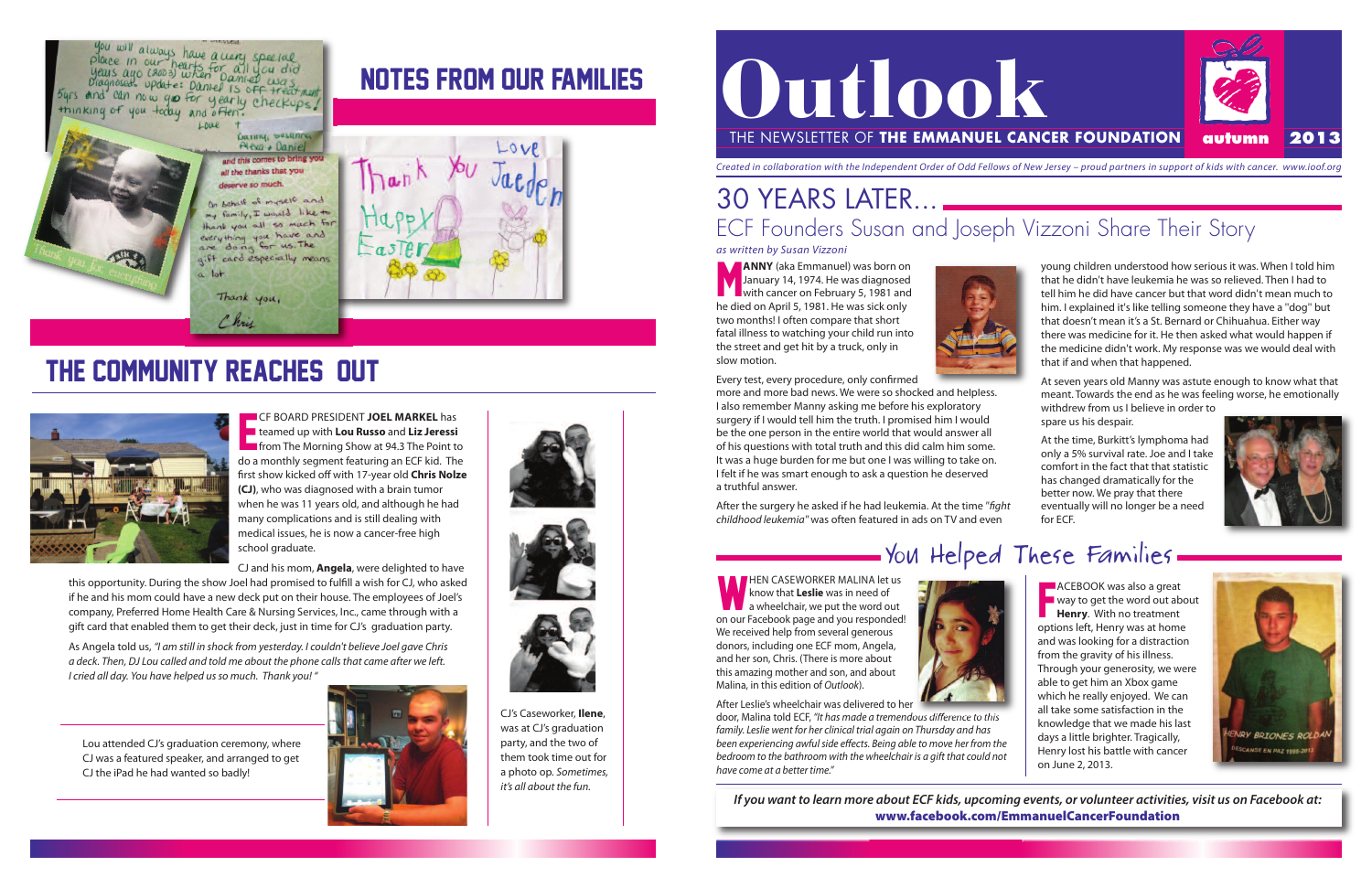# Outlook

THE NEWSLETTER OF **THE EMMANUEL CANCER FOUNDATION** autumn 2013

*Created in collaboration with the Independent Order of Odd Fellows of New Jersey – proud partners in support of kids with cancer. www.ioof.org*

## 30 YEARS LATER...

### ECF Founders Susan and Joseph Vizzoni Share Their Story

*as written by Susan Vizzoni*

**MANNY** (aka Emmanuel) was born on January 14, 1974. He was diagnosed with cancer on February 5, 1981 and he died on April 5, 1981. He was sick only two months! I often compare that short fatal illness to watching your child run into the street and get hit by a truck, only in slow motion.

Every test, every procedure, only confirmed more and more bad news. We were so shocked and helpless. I also remember Manny asking me before his exploratory surgery if I would tell him the truth. I promised him I would be the one person in the entire world that would answer all of his questions with total truth and this did calm him some. It was a huge burden for me but one I was willing to take on. I felt if he was smart enough to ask a question he deserved a truthful answer.

After the surgery he asked if he had leukemia. At the time *"fight childhood leukemia"* was often featured in ads on TV and even young children understood how serious it was. When I told him that he didn't have leukemia he was so relieved. Then I had to tell him he did have cancer but that word didn't mean much to him. I explained it's like telling someone they have a "dog" but that doesn't mean it's a St. Bernard or Chihuahua. Either way there was medicine for it. He then asked what would happen if the medicine didn't work. My response was we would deal with that if and when that happened.

At seven years old Manny was astute enough to know what that meant. Towards the end as he was feeling worse, he emotionally withdrew from us I believe in order to spare us his despair.

At the time, Burkitt's lymphoma had only a 5% survival rate. Joe and I take comfort in the fact that that statistic has changed dramatically for the better now. We pray that there eventually will no longer be a need for ECF.

## You Helped These Families

**WHEN CASEWORKER MALINA** let us know that **Leslie** was in need of a wheelchair, we put the word out on our Facebook page and you responded! We received help from several generous donors, including one ECF mom, Angela, and her son, Chris. (There is more about this amazing mother and son, and about Malina, in this edition of *Outlook*).

After Leslie's wheelchair was delivered to her door, Malina told ECF, *"It has made a tremendous difference to this family. Leslie went for her clinical trial again on Thursday and has been experiencing awful side effects. Being able to move her from the bedroom to the bathroom with the wheelchair is a gift that could not have come at a better time."*

**FACEBOOK** was also a great way to get the word out about **Henry**. With no treatment options left, Henry was at home and was looking for a distraction from the gravity of his illness. Through your generosity, we were able to get him an Xbox game which he really enjoyed. We can all take some satisfaction in the knowledge that we made his last days a little brighter. Tragically, Henry lost his battle with cancer on June 2, 2013.

HENRY BRIONES ROLDAN
DESCANSE EN PAZ 1995-2013

***If you want to learn more about ECF kids, upcoming events, or volunteer activities, visit us on Facebook at:* www.facebook.com/EmmanuelCancerFoundation**

## NOTES FROM OUR FAMILIES

You will always have a very special place in our hearts for all you did years ago (2003) when Daniel was diagnosed. Update: Daniel is off treatment 5yrs and can now go for yearly checkups! Thinking of you today and often. Love, Danny, Susanne, Alexa + Daniel

and this comes to bring you all the thanks that you deserve so much.

On behalf of myself and my family, I would like to thank you all so much for everything you have and are doing for us. The gift card especially means a lot. Thank you, Chris

Thank you for everything

Thank You Jaeden Love Happy Easter

## THE COMMUNITY REACHES OUT

**ECF BOARD PRESIDENT JOEL MARKEL** has teamed up with **Lou Russo** and **Liz Jeressi** from The Morning Show at 94.3 The Point to do a monthly segment featuring an ECF kid. The first show kicked off with 17-year old **Chris Nolze (CJ)**, who was diagnosed with a brain tumor when he was 11 years old, and although he had many complications and is still dealing with medical issues, he is now a cancer-free high school graduate.

CJ and his mom, **Angela**, were delighted to have this opportunity. During the show Joel had promised to fulfill a wish for CJ, who asked if he and his mom could have a new deck put on their house. The employees of Joel's company, Preferred Home Health Care & Nursing Services, Inc., came through with a gift card that enabled them to get their deck, just in time for CJ's graduation party.

As Angela told us, *"I am still in shock from yesterday. I couldn't believe Joel gave Chris a deck. Then, DJ Lou called and told me about the phone calls that came after we left. I cried all day. You have helped us so much. Thank you!"*

Lou attended CJ's graduation ceremony, where CJ was a featured speaker, and arranged to get CJ the iPad he had wanted so badly!

CJ's Caseworker, **Ilene**, was at CJ's graduation party, and the two of them took time out for a photo op. *Sometimes, it's all about the fun.*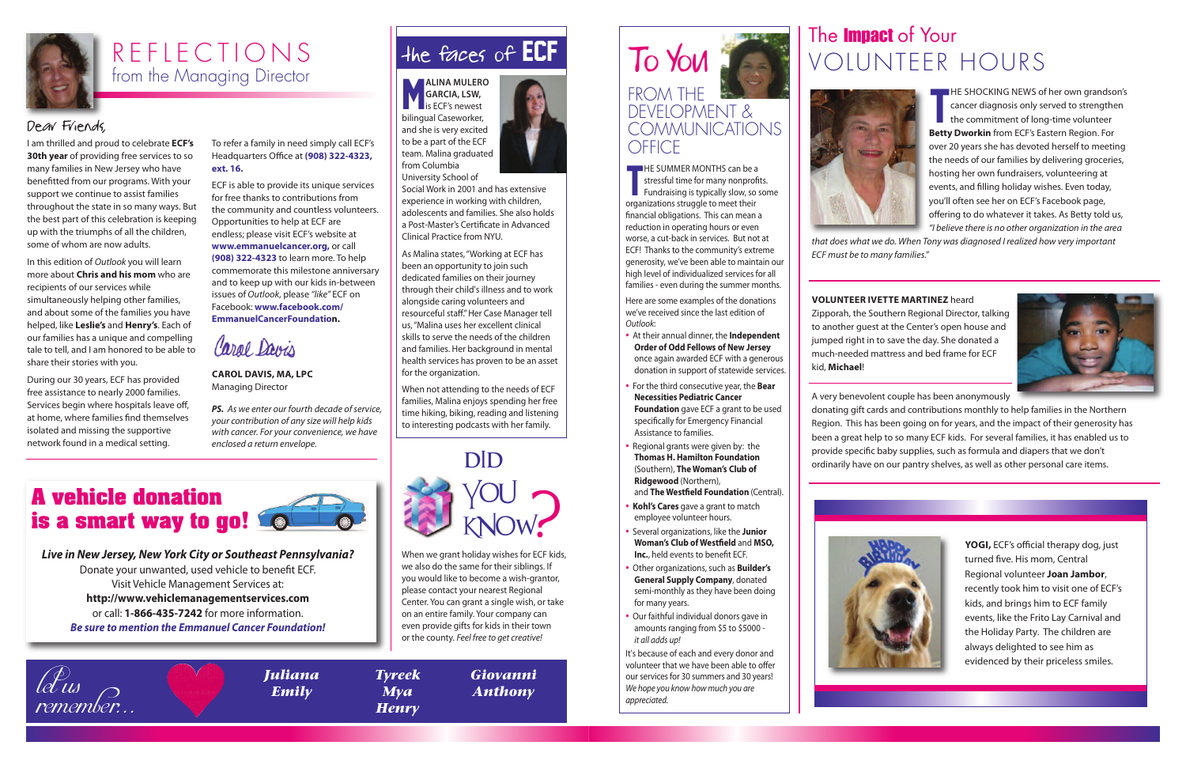# REFLECTIONS

## from the Managing Director

Dear Friends,

I am thrilled and proud to celebrate **ECF's 30th year** of providing free services to so many families in New Jersey who have benefitted from our programs. With your support we continue to assist families throughout the state in so many ways. But the best part of this celebration is keeping up with the triumphs of all the children, some of whom are now adults.

In this edition of *Outlook* you will learn more about **Chris and his mom** who are recipients of our services while simultaneously helping other families, and about some of the families you have helped, like **Leslie's** and **Henry's**. Each of our families has a unique and compelling tale to tell, and I am honored to be able to share their stories with you.

During our 30 years, ECF has provided free assistance to nearly 2000 families. Services begin where hospitals leave off, at home, where families find themselves isolated and missing the supportive network found in a medical setting.

To refer a family in need simply call ECF's Headquarters Office at **(908) 322-4323, ext. 16.**

ECF is able to provide its unique services for free thanks to contributions from the community and countless volunteers. Opportunities to help at ECF are endless; please visit ECF's website at **www.emmanuelcancer.org,** or call **(908) 322-4323** to learn more. To help commemorate this milestone anniversary and to keep up with our kids in-between issues of *Outlook*, please *"like"* ECF on Facebook: **www.facebook.com/EmmanuelCancerFoundation.**

*Carol Davis*

**CAROL DAVIS, MA, LPC**
Managing Director

***PS.** As we enter our fourth decade of service, your contribution of any size will help kids with cancer. For your convenience, we have enclosed a return envelope.*

# A vehicle donation is a smart way to go!

***Live in New Jersey, New York City or Southeast Pennsylvania?***

Donate your unwanted, used vehicle to benefit ECF.
Visit Vehicle Management Services at:
**http://www.vehiclemanagementservices.com**
or call: **1-866-435-7242** for more information.
***Be sure to mention the Emmanuel Cancer Foundation!***

# the faces of ECF

**MALINA MULERO GARCIA, LSW,** is ECF's newest bilingual Caseworker, and she is very excited to be a part of the ECF team. Malina graduated from Columbia University School of Social Work in 2001 and has extensive experience in working with children, adolescents and families. She also holds a Post-Master's Certificate in Advanced Clinical Practice from NYU.

As Malina states, "Working at ECF has been an opportunity to join such dedicated families on their journey through their child's illness and to work alongside caring volunteers and resourceful staff." Her Case Manager tell us, "Malina uses her excellent clinical skills to serve the needs of the children and families. Her background in mental health services has proven to be an asset for the organization.

When not attending to the needs of ECF families, Malina enjoys spending her free time hiking, biking, reading and listening to interesting podcasts with her family.

# DID YOU KNOW?

When we grant holiday wishes for ECF kids, we also do the same for their siblings. If you would like to become a wish-grantor, please contact your nearest Regional Center. You can grant a single wish, or take on an entire family. Your company can even provide gifts for kids in their town or the county. *Feel free to get creative!*

*let us remember...*

*Juliana*
*Emily*
*Tyreek*
*Mya*
*Henry*
*Giovanni*
*Anthony*

# To You

## FROM THE DEVELOPMENT & COMMUNICATIONS OFFICE

THE SUMMER MONTHS can be a stressful time for many nonprofits. Fundraising is typically slow, so some organizations struggle to meet their financial obligations. This can mean a reduction in operating hours or even worse, a cut-back in services. But not at ECF! Thanks to the community's extreme generosity, we've been able to maintain our high level of individualized services for all families - even during the summer months.

Here are some examples of the donations we've received since the last edition of *Outlook*:

- At their annual dinner, the **Independent Order of Odd Fellows of New Jersey** once again awarded ECF with a generous donation in support of statewide services.
- For the third consecutive year, the **Bear Necessities Pediatric Cancer Foundation** gave ECF a grant to be used specifically for Emergency Financial Assistance to families.
- Regional grants were given by: the **Thomas H. Hamilton Foundation** (Southern), **The Woman's Club of Ridgewood** (Northern), and **The Westfield Foundation** (Central).
- **Kohl's Cares** gave a grant to match employee volunteer hours.
- Several organizations, like the **Junior Woman's Club of Westfield** and **MSO, Inc.**, held events to benefit ECF.
- Other organizations, such as **Builder's General Supply Company**, donated semi-monthly as they have been doing for many years.
- Our faithful individual donors gave in amounts ranging from $5 to $5000 - *it all adds up!*

It's because of each and every donor and volunteer that we have been able to offer our services for 30 summers and 30 years! *We hope you know how much you are appreciated.*

# The Impact of Your VOLUNTEER HOURS

THE SHOCKING NEWS of her own grandson's cancer diagnosis only served to strengthen the commitment of long-time volunteer **Betty Dworkin** from ECF's Eastern Region. For over 20 years she has devoted herself to meeting the needs of our families by delivering groceries, hosting her own fundraisers, volunteering at events, and filling holiday wishes. Even today, you'll often see her on ECF's Facebook page, offering to do whatever it takes. As Betty told us, *"I believe there is no other organization in the area that does what we do. When Tony was diagnosed I realized how very important ECF must be to many families."*

**VOLUNTEER IVETTE MARTINEZ** heard Zipporah, the Southern Regional Director, talking to another guest at the Center's open house and jumped right in to save the day. She donated a much-needed mattress and bed frame for ECF kid, **Michael**!

A very benevolent couple has been anonymously donating gift cards and contributions monthly to help families in the Northern Region. This has been going on for years, and the impact of their generosity has been a great help to so many ECF kids. For several families, it has enabled us to provide specific baby supplies, such as formula and diapers that we don't ordinarily have on our pantry shelves, as well as other personal care items.

**YOGI,** ECF's official therapy dog, just turned five. His mom, Central Regional volunteer **Joan Jambor**, recently took him to visit one of ECF's kids, and brings him to ECF family events, like the Frito Lay Carnival and the Holiday Party. The children are always delighted to see him as evidenced by their priceless smiles.